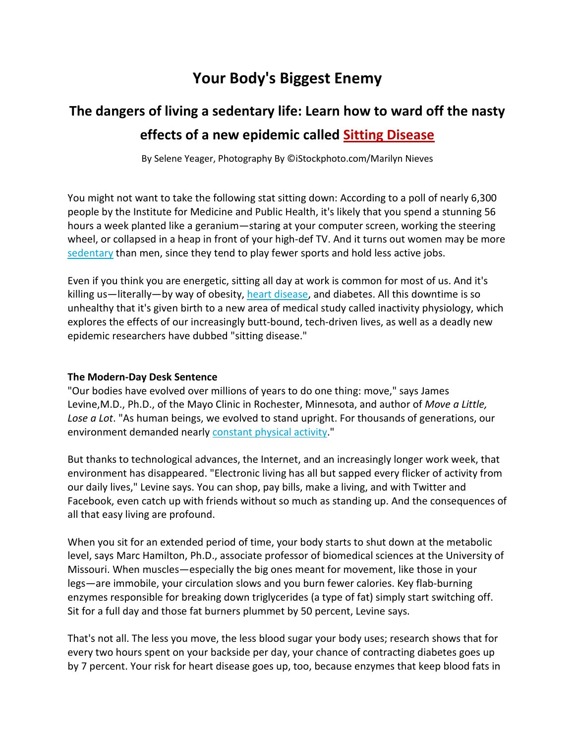# Your Body's Biggest Enemy

## The dangers of living a sedentary life: Learn how to ward off the nasty effects of a new epidemic called Sitting Disease

By Selene Yeager, Photography By ©iStockphoto.com/Marilyn Nieves

You might not want to take the following stat sitting down: According to a poll of nearly 6,300 people by the Institute for Medicine and Public Health, it's likely that you spend a stunning 56 hours a week planted like a geranium—staring at your computer screen, working the steering wheel, or collapsed in a heap in front of your high-def TV. And it turns out women may be more sedentary than men, since they tend to play fewer sports and hold less active jobs.

Even if you think you are energetic, sitting all day at work is common for most of us. And it's killing us—literally—by way of obesity, heart disease, and diabetes. All this downtime is so unhealthy that it's given birth to a new area of medical study called inactivity physiology, which explores the effects of our increasingly butt-bound, tech-driven lives, as well as a deadly new epidemic researchers have dubbed "sitting disease."

**The Modern-Day Desk Sentence**

"Our bodies have evolved over millions of years to do one thing: move," says James Levine,M.D., Ph.D., of the Mayo Clinic in Rochester, Minnesota, and author of *Move a Little, Lose a Lot*. "As human beings, we evolved to stand upright. For thousands of generations, our environment demanded nearly constant physical activity."

But thanks to technological advances, the Internet, and an increasingly longer work week, that environment has disappeared. "Electronic living has all but sapped every flicker of activity from our daily lives," Levine says. You can shop, pay bills, make a living, and with Twitter and Facebook, even catch up with friends without so much as standing up. And the consequences of all that easy living are profound.

When you sit for an extended period of time, your body starts to shut down at the metabolic level, says Marc Hamilton, Ph.D., associate professor of biomedical sciences at the University of Missouri. When muscles—especially the big ones meant for movement, like those in your legs—are immobile, your circulation slows and you burn fewer calories. Key flab-burning enzymes responsible for breaking down triglycerides (a type of fat) simply start switching off. Sit for a full day and those fat burners plummet by 50 percent, Levine says.

That's not all. The less you move, the less blood sugar your body uses; research shows that for every two hours spent on your backside per day, your chance of contracting diabetes goes up by 7 percent. Your risk for heart disease goes up, too, because enzymes that keep blood fats in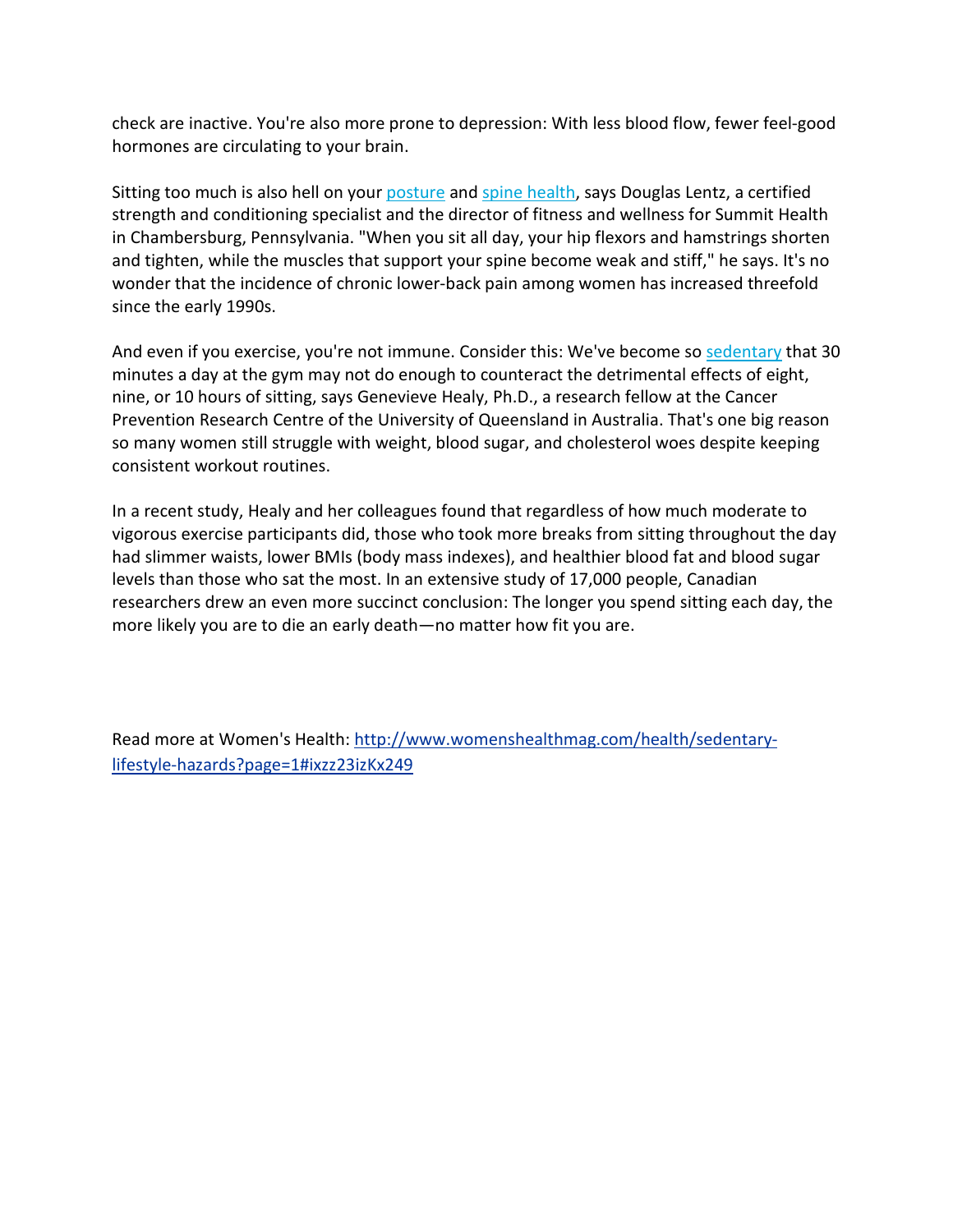check are inactive. You're also more prone to depression: With less blood flow, fewer feel-good hormones are circulating to your brain.

Sitting too much is also hell on your [posture]() and [spine health](), says Douglas Lentz, a certified strength and conditioning specialist and the director of fitness and wellness for Summit Health in Chambersburg, Pennsylvania. "When you sit all day, your hip flexors and hamstrings shorten and tighten, while the muscles that support your spine become weak and stiff," he says. It's no wonder that the incidence of chronic lower-back pain among women has increased threefold since the early 1990s.

And even if you exercise, you're not immune. Consider this: We've become so [sedentary]() that 30 minutes a day at the gym may not do enough to counteract the detrimental effects of eight, nine, or 10 hours of sitting, says Genevieve Healy, Ph.D., a research fellow at the Cancer Prevention Research Centre of the University of Queensland in Australia. That's one big reason so many women still struggle with weight, blood sugar, and cholesterol woes despite keeping consistent workout routines.

In a recent study, Healy and her colleagues found that regardless of how much moderate to vigorous exercise participants did, those who took more breaks from sitting throughout the day had slimmer waists, lower BMIs (body mass indexes), and healthier blood fat and blood sugar levels than those who sat the most. In an extensive study of 17,000 people, Canadian researchers drew an even more succinct conclusion: The longer you spend sitting each day, the more likely you are to die an early death—no matter how fit you are.

Read more at Women's Health: [http://www.womenshealthmag.com/health/sedentary-lifestyle-hazards?page=1#ixzz23izKx249](http://www.womenshealthmag.com/health/sedentary-lifestyle-hazards?page=1#ixzz23izKx249)